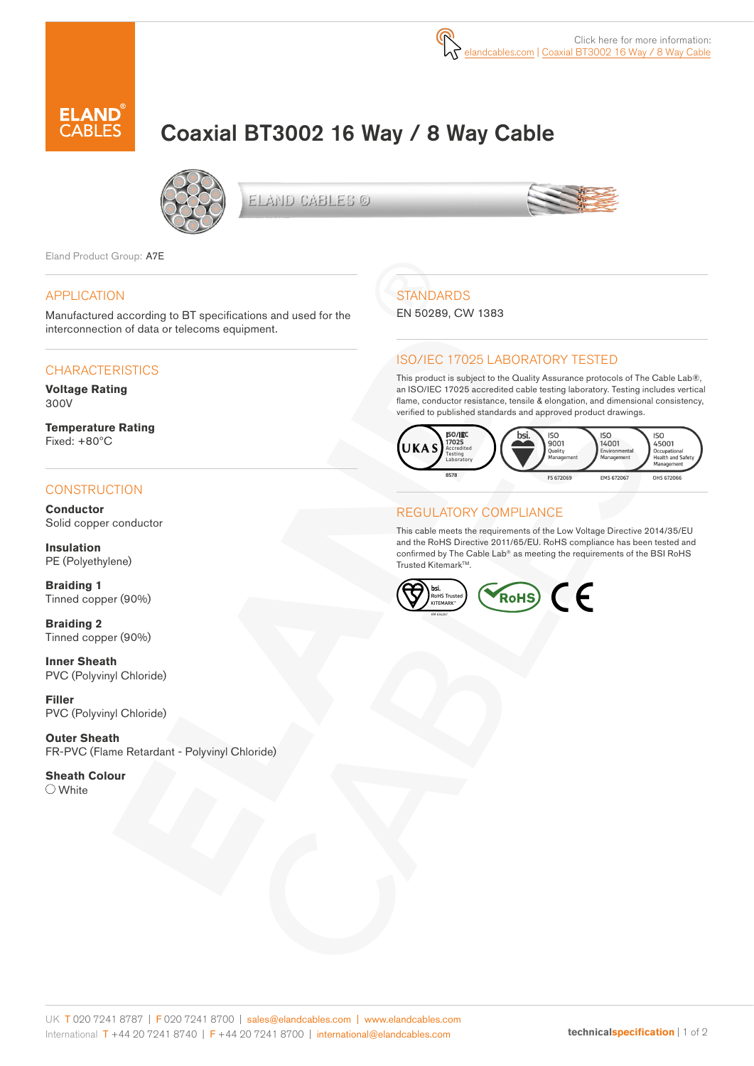Click here for more information: elandcables.com | Coaxial BT3002 16 Way / 8 Way Cable

# Coaxial BT3002 16 Way / 8 Way Cable

Eland Product Group: A7E

## APPLICATION

Manufactured according to BT specifications and used for the interconnection of data or telecoms equipment.

## CHARACTERISTICS

**Voltage Rating**
300V

**Temperature Rating**
Fixed: +80°C

## CONSTRUCTION

**Conductor**
Solid copper conductor

**Insulation**
PE (Polyethylene)

**Braiding 1**
Tinned copper (90%)

**Braiding 2**
Tinned copper (90%)

**Inner Sheath**
PVC (Polyvinyl Chloride)

**Filler**
PVC (Polyvinyl Chloride)

**Outer Sheath**
FR-PVC (Flame Retardant - Polyvinyl Chloride)

**Sheath Colour**
White

## STANDARDS

EN 50289, CW 1383

## ISO/IEC 17025 LABORATORY TESTED

This product is subject to the Quality Assurance protocols of The Cable Lab®, an ISO/IEC 17025 accredited cable testing laboratory. Testing includes vertical flame, conductor resistance, tensile & elongation, and dimensional consistency, verified to published standards and approved product drawings.

UKAS ISO/IEC 17025 Accredited Testing Laboratory 8578 | ISO 9001 Quality Management FS 672069 | ISO 14001 Environmental Management EMS 672067 | ISO 45001 Occupational Health and Safety Management OHS 672066

## REGULATORY COMPLIANCE

This cable meets the requirements of the Low Voltage Directive 2014/35/EU and the RoHS Directive 2011/65/EU. RoHS compliance has been tested and confirmed by The Cable Lab® as meeting the requirements of the BSI RoHS Trusted Kitemark™.

UK T 020 7241 8787 | F 020 7241 8700 | sales@elandcables.com | www.elandcables.com
International T +44 20 7241 8740 | F +44 20 7241 8700 | international@elandcables.com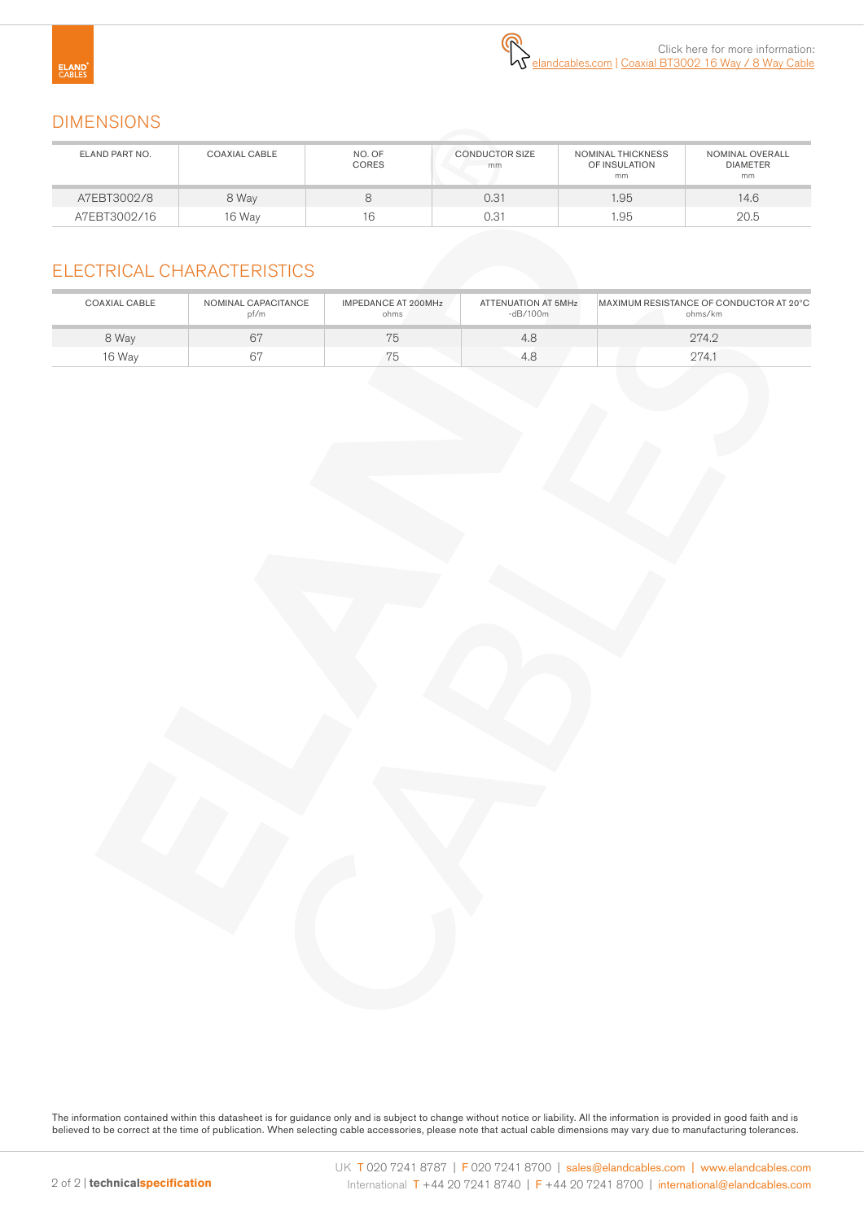Click here for more information: elandcables.com | Coaxial BT3002 16 Way / 8 Way Cable

## DIMENSIONS

| ELAND PART NO. | COAXIAL CABLE | NO. OF CORES | CONDUCTOR SIZE mm | NOMINAL THICKNESS OF INSULATION mm | NOMINAL OVERALL DIAMETER mm |
|---|---|---|---|---|---|
| A7EBT3002/8 | 8 Way | 8 | 0.31 | 1.95 | 14.6 |
| A7EBT3002/16 | 16 Way | 16 | 0.31 | 1.95 | 20.5 |

## ELECTRICAL CHARACTERISTICS

| COAXIAL CABLE | NOMINAL CAPACITANCE pf/m | IMPEDANCE AT 200MHz ohms | ATTENUATION AT 5MHz -dB/100m | MAXIMUM RESISTANCE OF CONDUCTOR AT 20°C ohms/km |
|---|---|---|---|---|
| 8 Way | 67 | 75 | 4.8 | 274.2 |
| 16 Way | 67 | 75 | 4.8 | 274.1 |

The information contained within this datasheet is for guidance only and is subject to change without notice or liability. All the information is provided in good faith and is believed to be correct at the time of publication. When selecting cable accessories, please note that actual cable dimensions may vary due to manufacturing tolerances.

UK T 020 7241 8787 | F 020 7241 8700 | sales@elandcables.com | www.elandcables.com
International T +44 20 7241 8740 | F +44 20 7241 8700 | international@elandcables.com